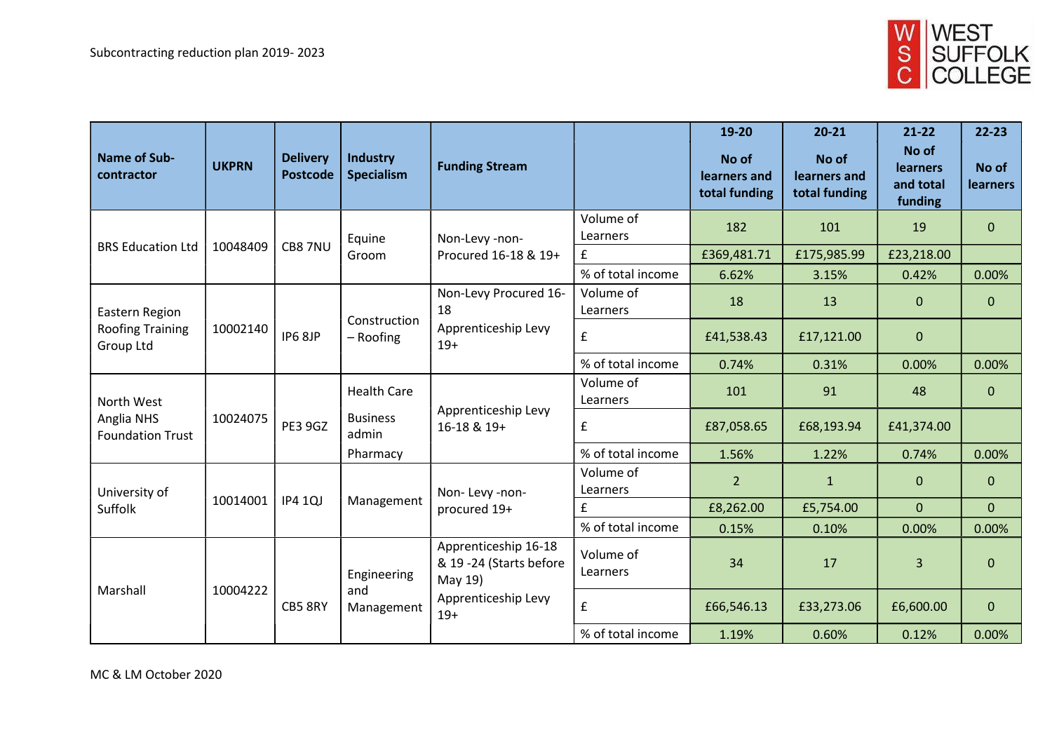Subcontracting reduction plan 2019- 2023

WEST SUFFOLK COLLEGE

| Name of Sub-contractor | UKPRN | Delivery Postcode | Industry Specialism | Funding Stream | | 19-20 No of learners and total funding | 20-21 No of learners and total funding | 21-22 No of learners and total funding | 22-23 No of learners |
|---|---|---|---|---|---|---|---|---|---|
| BRS Education Ltd | 10048409 | CB8 7NU | Equine Groom | Non-Levy -non-Procured 16-18 & 19+ | Volume of Learners | 182 | 101 | 19 | 0 |
| | | | | | £ | £369,481.71 | £175,985.99 | £23,218.00 | |
| | | | | | % of total income | 6.62% | 3.15% | 0.42% | 0.00% |
| Eastern Region Roofing Training Group Ltd | 10002140 | IP6 8JP | Construction – Roofing | Non-Levy Procured 16-18 Apprenticeship Levy 19+ | Volume of Learners | 18 | 13 | 0 | 0 |
| | | | | | £ | £41,538.43 | £17,121.00 | 0 | |
| | | | | | % of total income | 0.74% | 0.31% | 0.00% | 0.00% |
| North West Anglia NHS Foundation Trust | 10024075 | PE3 9GZ | Health Care Business admin Pharmacy | Apprenticeship Levy 16-18 & 19+ | Volume of Learners | 101 | 91 | 48 | 0 |
| | | | | | £ | £87,058.65 | £68,193.94 | £41,374.00 | |
| | | | | | % of total income | 1.56% | 1.22% | 0.74% | 0.00% |
| University of Suffolk | 10014001 | IP4 1QJ | Management | Non- Levy -non-procured 19+ | Volume of Learners | 2 | 1 | 0 | 0 |
| | | | | | £ | £8,262.00 | £5,754.00 | 0 | 0 |
| | | | | | % of total income | 0.15% | 0.10% | 0.00% | 0.00% |
| Marshall | 10004222 | CB5 8RY | Engineering and Management | Apprenticeship 16-18 & 19 -24 (Starts before May 19) Apprenticeship Levy 19+ | Volume of Learners | 34 | 17 | 3 | 0 |
| | | | | | £ | £66,546.13 | £33,273.06 | £6,600.00 | 0 |
| | | | | | % of total income | 1.19% | 0.60% | 0.12% | 0.00% |

MC & LM October 2020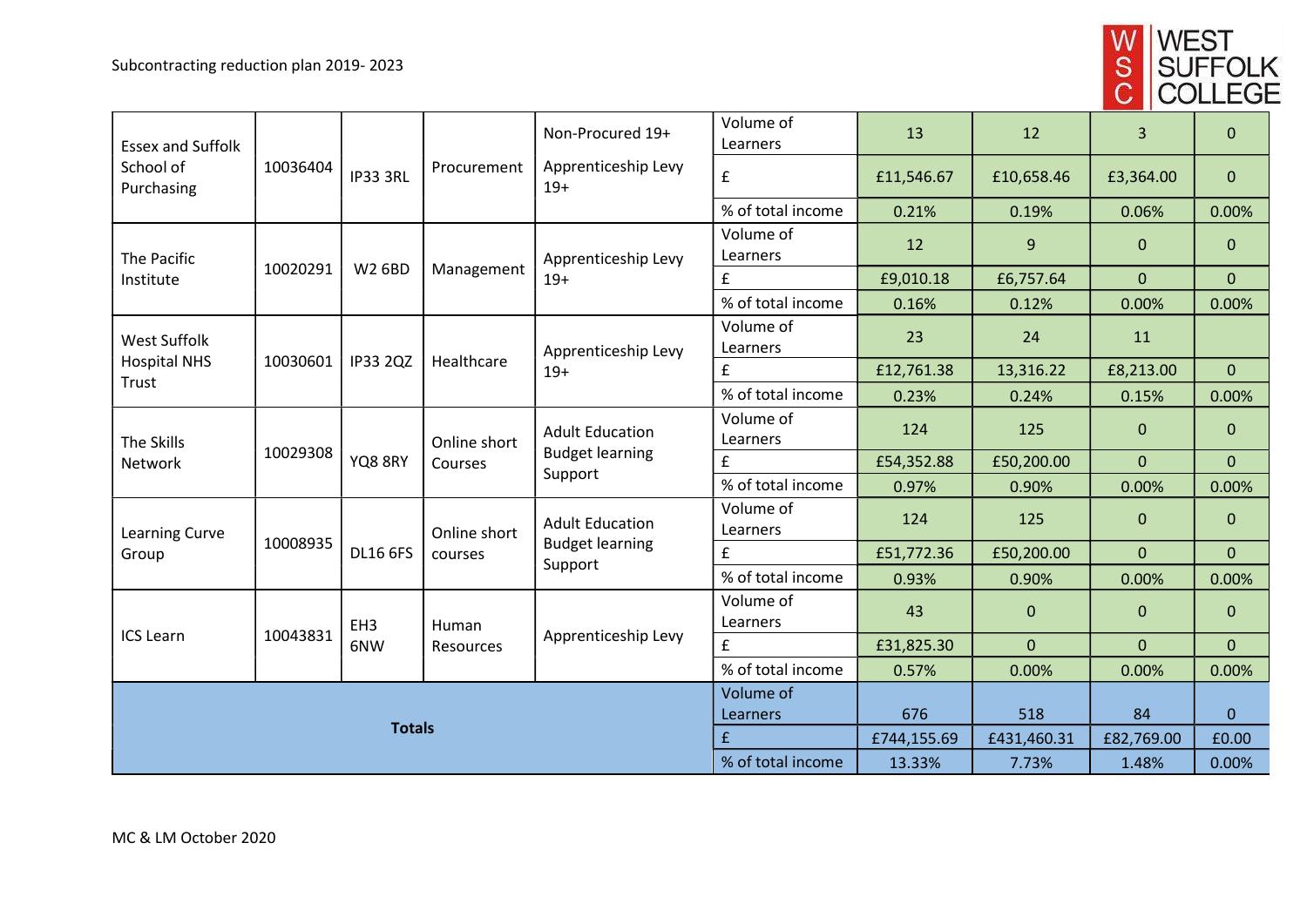Subcontracting reduction plan 2019- 2023

| | | | | | | | | | |
|---|---|---|---|---|---|---|---|---|---|
| Essex and Suffolk School of Purchasing | 10036404 | IP33 3RL | Procurement | Non-Procured 19+ Apprenticeship Levy 19+ | Volume of Learners | 13 | 12 | 3 | 0 |
| | | | | | £ | £11,546.67 | £10,658.46 | £3,364.00 | 0 |
| | | | | | % of total income | 0.21% | 0.19% | 0.06% | 0.00% |
| The Pacific Institute | 10020291 | W2 6BD | Management | Apprenticeship Levy 19+ | Volume of Learners | 12 | 9 | 0 | 0 |
| | | | | | £ | £9,010.18 | £6,757.64 | 0 | 0 |
| | | | | | % of total income | 0.16% | 0.12% | 0.00% | 0.00% |
| West Suffolk Hospital NHS Trust | 10030601 | IP33 2QZ | Healthcare | Apprenticeship Levy 19+ | Volume of Learners | 23 | 24 | 11 | |
| | | | | | £ | £12,761.38 | 13,316.22 | £8,213.00 | 0 |
| | | | | | % of total income | 0.23% | 0.24% | 0.15% | 0.00% |
| The Skills Network | 10029308 | YQ8 8RY | Online short Courses | Adult Education Budget learning Support | Volume of Learners | 124 | 125 | 0 | 0 |
| | | | | | £ | £54,352.88 | £50,200.00 | 0 | 0 |
| | | | | | % of total income | 0.97% | 0.90% | 0.00% | 0.00% |
| Learning Curve Group | 10008935 | DL16 6FS | Online short courses | Adult Education Budget learning Support | Volume of Learners | 124 | 125 | 0 | 0 |
| | | | | | £ | £51,772.36 | £50,200.00 | 0 | 0 |
| | | | | | % of total income | 0.93% | 0.90% | 0.00% | 0.00% |
| ICS Learn | 10043831 | EH3 6NW | Human Resources | Apprenticeship Levy | Volume of Learners | 43 | 0 | 0 | 0 |
| | | | | | £ | £31,825.30 | 0 | 0 | 0 |
| | | | | | % of total income | 0.57% | 0.00% | 0.00% | 0.00% |
| **Totals** | | | | | Volume of Learners | 676 | 518 | 84 | 0 |
| | | | | | £ | £744,155.69 | £431,460.31 | £82,769.00 | £0.00 |
| | | | | | % of total income | 13.33% | 7.73% | 1.48% | 0.00% |

MC & LM October 2020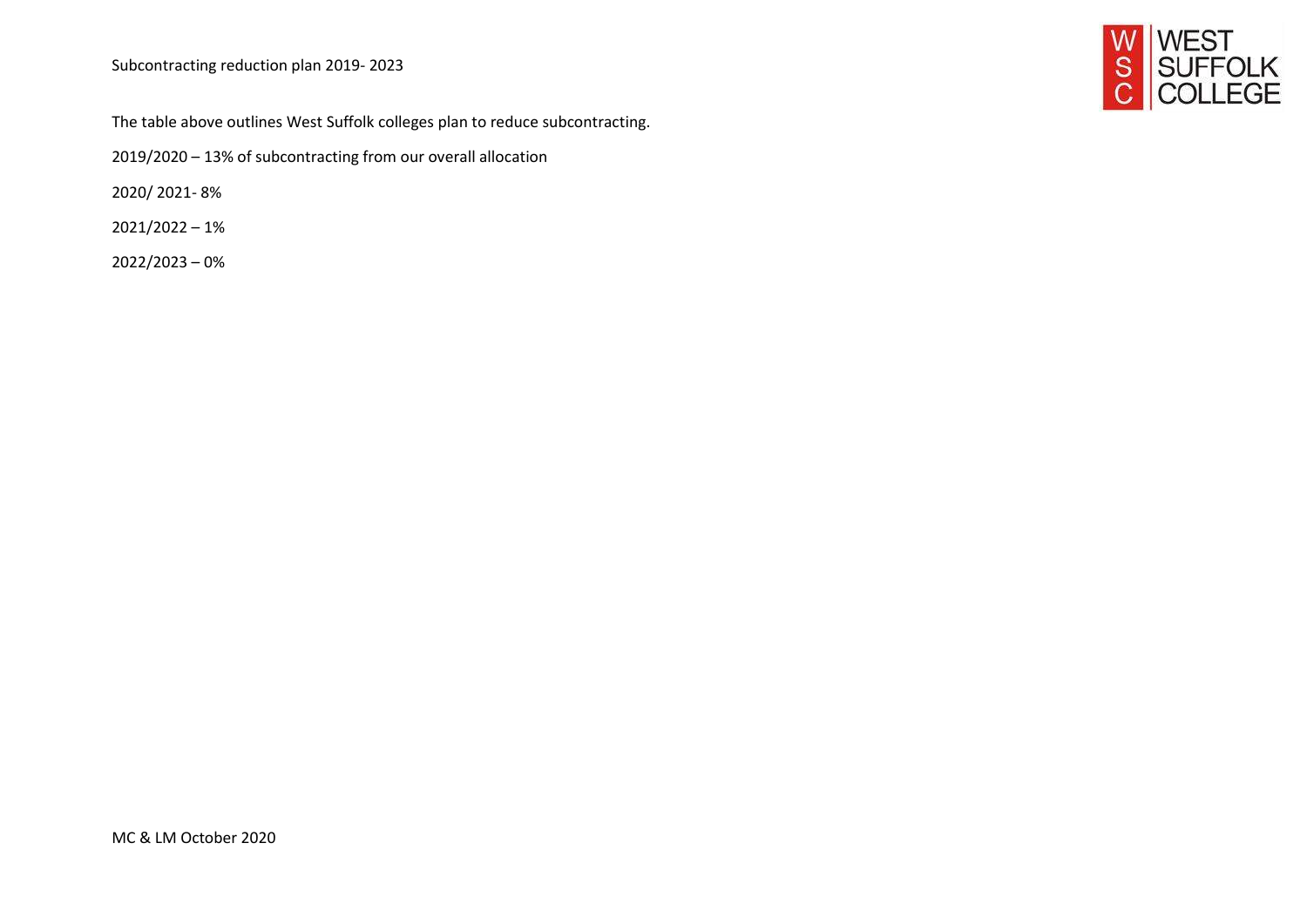Subcontracting reduction plan 2019- 2023

The table above outlines West Suffolk colleges plan to reduce subcontracting.

2019/2020 – 13% of subcontracting from our overall allocation

2020/ 2021- 8%

2021/2022 – 1%

2022/2023 – 0%

MC & LM October 2020